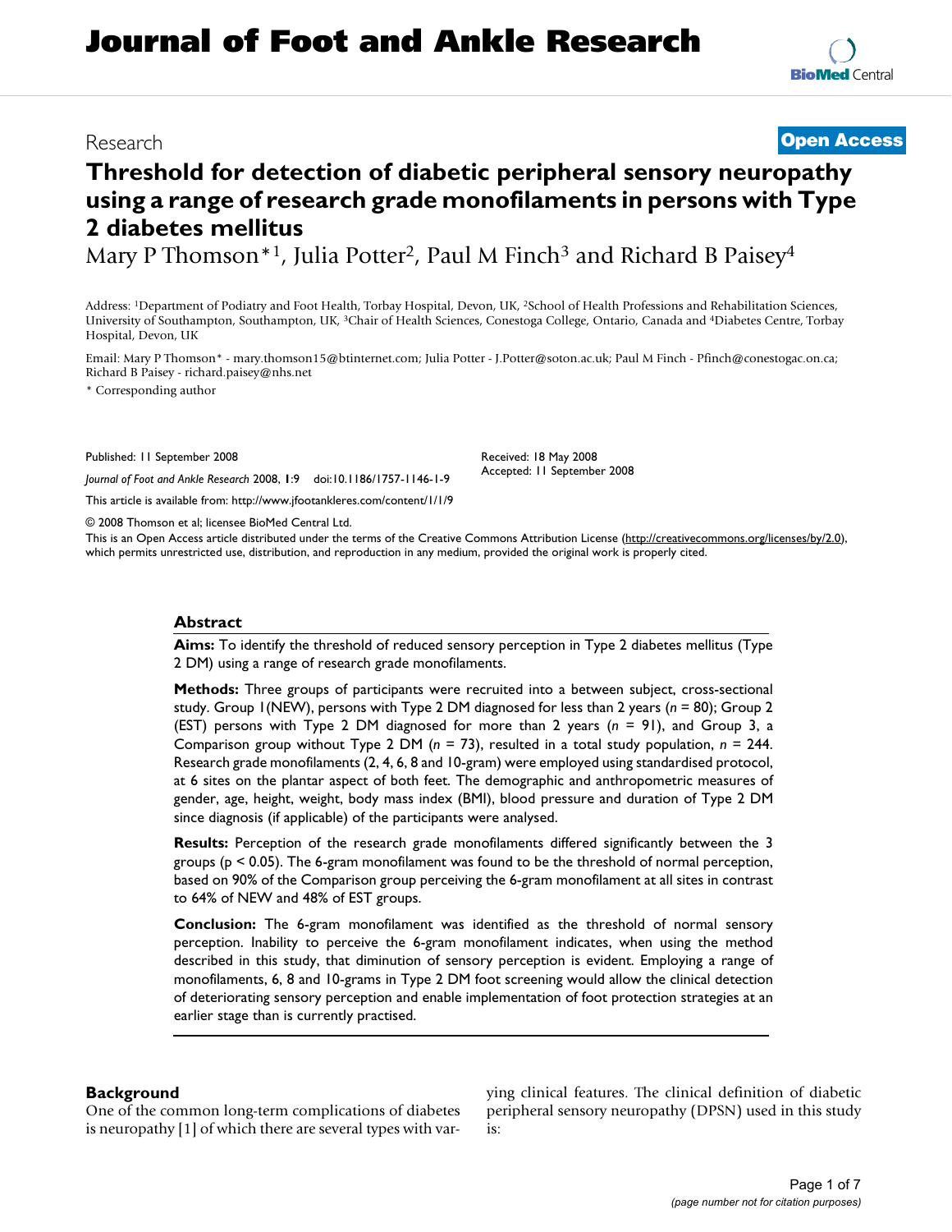# Journal of Foot and Ankle Research

Research

**Open Access**

# Threshold for detection of diabetic peripheral sensory neuropathy using a range of research grade monofilaments in persons with Type 2 diabetes mellitus

Mary P Thomson*[1], Julia Potter[2], Paul M Finch[3] and Richard B Paisey[4]

Address: [1]Department of Podiatry and Foot Health, Torbay Hospital, Devon, UK, [2]School of Health Professions and Rehabilitation Sciences, University of Southampton, Southampton, UK, [3]Chair of Health Sciences, Conestoga College, Ontario, Canada and [4]Diabetes Centre, Torbay Hospital, Devon, UK

Email: Mary P Thomson* - mary.thomson15@btinternet.com; Julia Potter - J.Potter@soton.ac.uk; Paul M Finch - Pfinch@conestogac.on.ca; Richard B Paisey - richard.paisey@nhs.net

* Corresponding author

Published: 11 September 2008

*Journal of Foot and Ankle Research* 2008, **1**:9 doi:10.1186/1757-1146-1-9

Received: 18 May 2008
Accepted: 11 September 2008

This article is available from: http://www.jfootankleres.com/content/1/1/9

© 2008 Thomson et al; licensee BioMed Central Ltd.

This is an Open Access article distributed under the terms of the Creative Commons Attribution License (http://creativecommons.org/licenses/by/2.0), which permits unrestricted use, distribution, and reproduction in any medium, provided the original work is properly cited.

## Abstract

**Aims:** To identify the threshold of reduced sensory perception in Type 2 diabetes mellitus (Type 2 DM) using a range of research grade monofilaments.

**Methods:** Three groups of participants were recruited into a between subject, cross-sectional study. Group 1(NEW), persons with Type 2 DM diagnosed for less than 2 years ($n$ = 80); Group 2 (EST) persons with Type 2 DM diagnosed for more than 2 years ($n$ = 91), and Group 3, a Comparison group without Type 2 DM ($n$ = 73), resulted in a total study population, $n$ = 244. Research grade monofilaments (2, 4, 6, 8 and 10-gram) were employed using standardised protocol, at 6 sites on the plantar aspect of both feet. The demographic and anthropometric measures of gender, age, height, weight, body mass index (BMI), blood pressure and duration of Type 2 DM since diagnosis (if applicable) of the participants were analysed.

**Results:** Perception of the research grade monofilaments differed significantly between the 3 groups ($p < 0.05$). The 6-gram monofilament was found to be the threshold of normal perception, based on 90% of the Comparison group perceiving the 6-gram monofilament at all sites in contrast to 64% of NEW and 48% of EST groups.

**Conclusion:** The 6-gram monofilament was identified as the threshold of normal sensory perception. Inability to perceive the 6-gram monofilament indicates, when using the method described in this study, that diminution of sensory perception is evident. Employing a range of monofilaments, 6, 8 and 10-grams in Type 2 DM foot screening would allow the clinical detection of deteriorating sensory perception and enable implementation of foot protection strategies at an earlier stage than is currently practised.

## Background

One of the common long-term complications of diabetes is neuropathy [1] of which there are several types with varying clinical features. The clinical definition of diabetic peripheral sensory neuropathy (DPSN) used in this study is: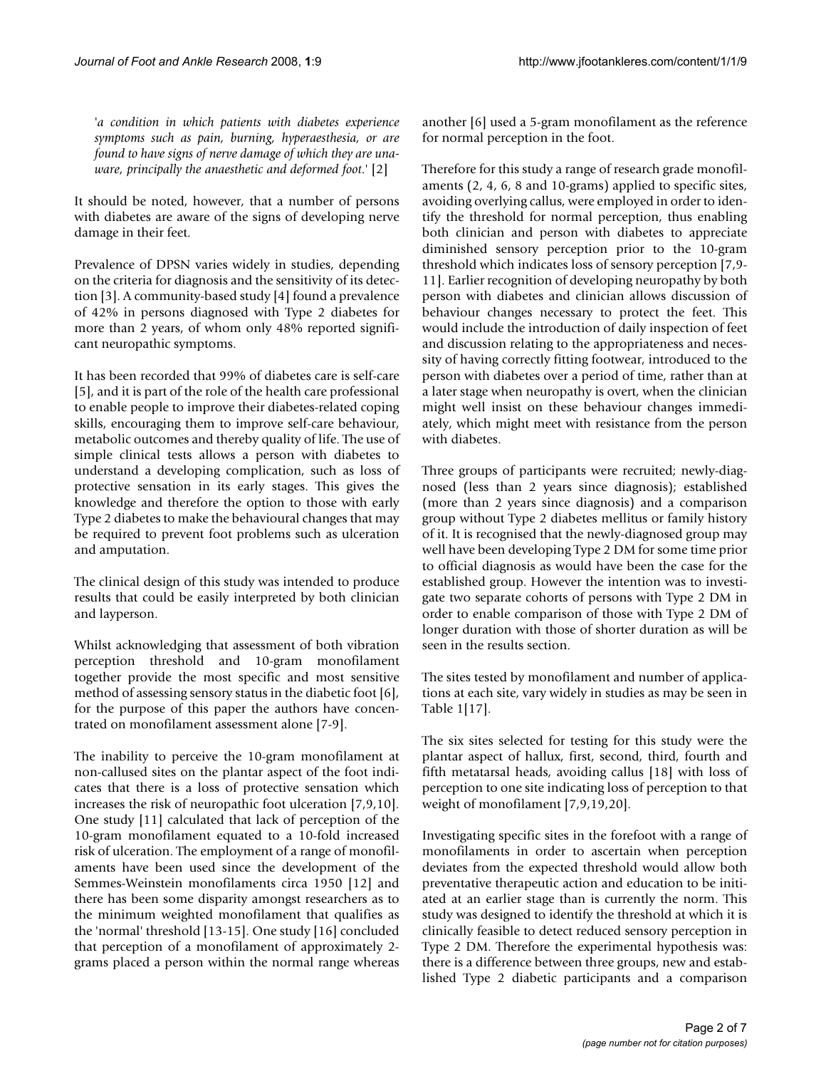'*a condition in which patients with diabetes experience symptoms such as pain, burning, hyperaesthesia, or are found to have signs of nerve damage of which they are unaware, principally the anaesthetic and deformed foot.*' [2]

It should be noted, however, that a number of persons with diabetes are aware of the signs of developing nerve damage in their feet.

Prevalence of DPSN varies widely in studies, depending on the criteria for diagnosis and the sensitivity of its detection [3]. A community-based study [4] found a prevalence of 42% in persons diagnosed with Type 2 diabetes for more than 2 years, of whom only 48% reported significant neuropathic symptoms.

It has been recorded that 99% of diabetes care is self-care [5], and it is part of the role of the health care professional to enable people to improve their diabetes-related coping skills, encouraging them to improve self-care behaviour, metabolic outcomes and thereby quality of life. The use of simple clinical tests allows a person with diabetes to understand a developing complication, such as loss of protective sensation in its early stages. This gives the knowledge and therefore the option to those with early Type 2 diabetes to make the behavioural changes that may be required to prevent foot problems such as ulceration and amputation.

The clinical design of this study was intended to produce results that could be easily interpreted by both clinician and layperson.

Whilst acknowledging that assessment of both vibration perception threshold and 10-gram monofilament together provide the most specific and most sensitive method of assessing sensory status in the diabetic foot [6], for the purpose of this paper the authors have concentrated on monofilament assessment alone [7-9].

The inability to perceive the 10-gram monofilament at non-callused sites on the plantar aspect of the foot indicates that there is a loss of protective sensation which increases the risk of neuropathic foot ulceration [7,9,10]. One study [11] calculated that lack of perception of the 10-gram monofilament equated to a 10-fold increased risk of ulceration. The employment of a range of monofilaments have been used since the development of the Semmes-Weinstein monofilaments circa 1950 [12] and there has been some disparity amongst researchers as to the minimum weighted monofilament that qualifies as the 'normal' threshold [13-15]. One study [16] concluded that perception of a monofilament of approximately 2-grams placed a person within the normal range whereas another [6] used a 5-gram monofilament as the reference for normal perception in the foot.

Therefore for this study a range of research grade monofilaments (2, 4, 6, 8 and 10-grams) applied to specific sites, avoiding overlying callus, were employed in order to identify the threshold for normal perception, thus enabling both clinician and person with diabetes to appreciate diminished sensory perception prior to the 10-gram threshold which indicates loss of sensory perception [7,9-11]. Earlier recognition of developing neuropathy by both person with diabetes and clinician allows discussion of behaviour changes necessary to protect the feet. This would include the introduction of daily inspection of feet and discussion relating to the appropriateness and necessity of having correctly fitting footwear, introduced to the person with diabetes over a period of time, rather than at a later stage when neuropathy is overt, when the clinician might well insist on these behaviour changes immediately, which might meet with resistance from the person with diabetes.

Three groups of participants were recruited; newly-diagnosed (less than 2 years since diagnosis); established (more than 2 years since diagnosis) and a comparison group without Type 2 diabetes mellitus or family history of it. It is recognised that the newly-diagnosed group may well have been developing Type 2 DM for some time prior to official diagnosis as would have been the case for the established group. However the intention was to investigate two separate cohorts of persons with Type 2 DM in order to enable comparison of those with Type 2 DM of longer duration with those of shorter duration as will be seen in the results section.

The sites tested by monofilament and number of applications at each site, vary widely in studies as may be seen in Table 1[17].

The six sites selected for testing for this study were the plantar aspect of hallux, first, second, third, fourth and fifth metatarsal heads, avoiding callus [18] with loss of perception to one site indicating loss of perception to that weight of monofilament [7,9,19,20].

Investigating specific sites in the forefoot with a range of monofilaments in order to ascertain when perception deviates from the expected threshold would allow both preventative therapeutic action and education to be initiated at an earlier stage than is currently the norm. This study was designed to identify the threshold at which it is clinically feasible to detect reduced sensory perception in Type 2 DM. Therefore the experimental hypothesis was: there is a difference between three groups, new and established Type 2 diabetic participants and a comparison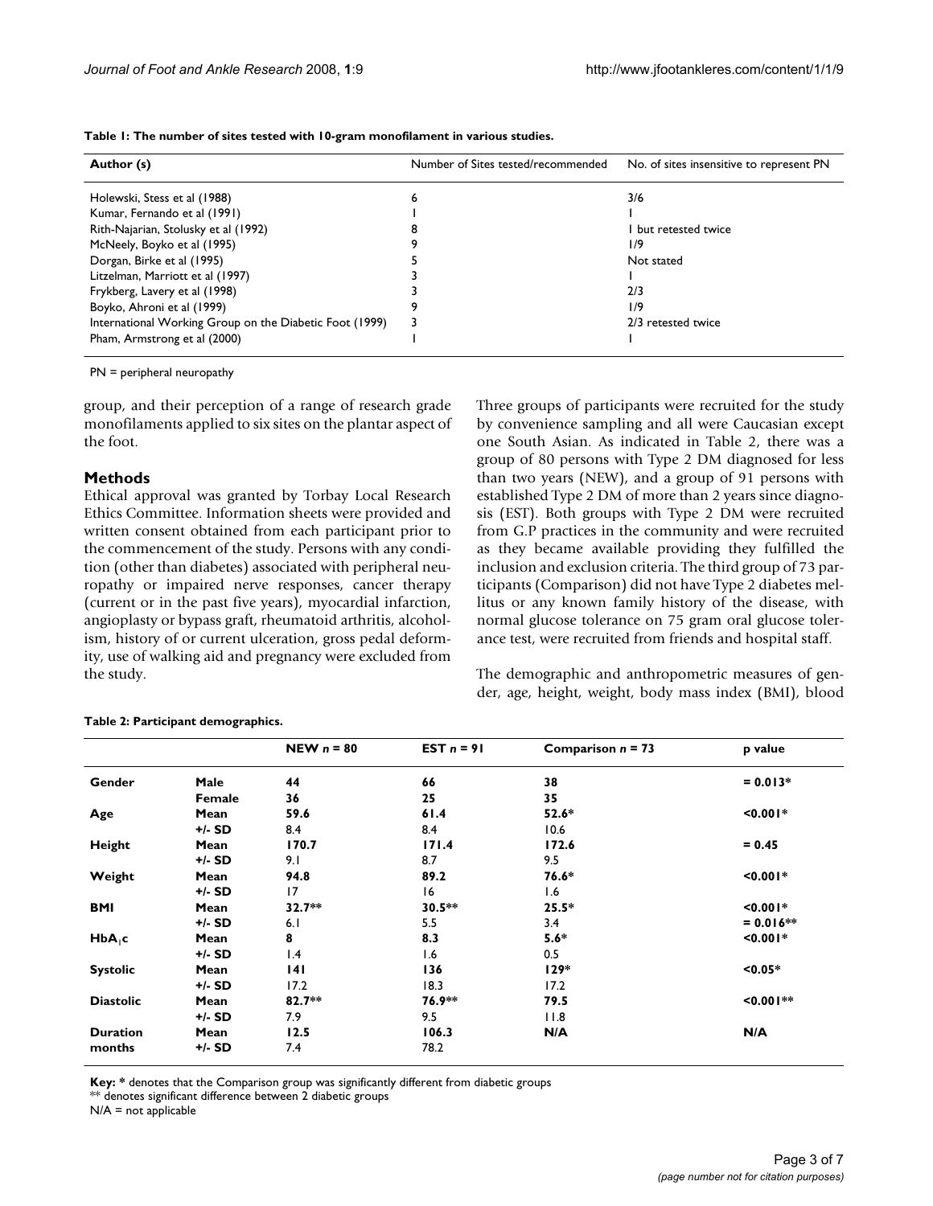**Table 1: The number of sites tested with 10-gram monofilament in various studies.**

| Author (s) | Number of Sites tested/recommended | No. of sites insensitive to represent PN |
| --- | --- | --- |
| Holewski, Stess et al (1988) | 6 | 3/6 |
| Kumar, Fernando et al (1991) | 1 | 1 |
| Rith-Najarian, Stolusky et al (1992) | 8 | 1 but retested twice |
| McNeely, Boyko et al (1995) | 9 | 1/9 |
| Dorgan, Birke et al (1995) | 5 | Not stated |
| Litzelman, Marriott et al (1997) | 3 | 1 |
| Frykberg, Lavery et al (1998) | 3 | 2/3 |
| Boyko, Ahroni et al (1999) | 9 | 1/9 |
| International Working Group on the Diabetic Foot (1999) | 3 | 2/3 retested twice |
| Pham, Armstrong et al (2000) | 1 | 1 |

PN = peripheral neuropathy

group, and their perception of a range of research grade monofilaments applied to six sites on the plantar aspect of the foot.

## Methods

Ethical approval was granted by Torbay Local Research Ethics Committee. Information sheets were provided and written consent obtained from each participant prior to the commencement of the study. Persons with any condition (other than diabetes) associated with peripheral neuropathy or impaired nerve responses, cancer therapy (current or in the past five years), myocardial infarction, angioplasty or bypass graft, rheumatoid arthritis, alcoholism, history of or current ulceration, gross pedal deformity, use of walking aid and pregnancy were excluded from the study.

Three groups of participants were recruited for the study by convenience sampling and all were Caucasian except one South Asian. As indicated in Table 2, there was a group of 80 persons with Type 2 DM diagnosed for less than two years (NEW), and a group of 91 persons with established Type 2 DM of more than 2 years since diagnosis (EST). Both groups with Type 2 DM were recruited from G.P practices in the community and were recruited as they became available providing they fulfilled the inclusion and exclusion criteria. The third group of 73 participants (Comparison) did not have Type 2 diabetes mellitus or any known family history of the disease, with normal glucose tolerance on 75 gram oral glucose tolerance test, were recruited from friends and hospital staff.

The demographic and anthropometric measures of gender, age, height, weight, body mass index (BMI), blood

**Table 2: Participant demographics.**

| | | NEW *n* = 80 | EST *n* = 91 | Comparison *n* = 73 | p value |
| --- | --- | --- | --- | --- | --- |
| **Gender** | **Male** | **44** | **66** | **38** | **= 0.013*** |
| | **Female** | **36** | **25** | **35** | |
| **Age** | **Mean** | **59.6** | **61.4** | **52.6*** | **<0.001*** |
| | **+/- SD** | 8.4 | 8.4 | 10.6 | |
| **Height** | **Mean** | **170.7** | **171.4** | **172.6** | **= 0.45** |
| | **+/- SD** | 9.1 | 8.7 | 9.5 | |
| **Weight** | **Mean** | **94.8** | **89.2** | **76.6*** | **<0.001*** |
| | **+/- SD** | 17 | 16 | 1.6 | |
| **BMI** | **Mean** | **32.7**** | **30.5**** | **25.5*** | **<0.001*** |
| | **+/- SD** | 6.1 | 5.5 | 3.4 | **= 0.016**** |
| **$HbA_1c$** | **Mean** | **8** | **8.3** | **5.6*** | **<0.001*** |
| | **+/- SD** | 1.4 | 1.6 | 0.5 | |
| **Systolic** | **Mean** | **141** | **136** | **129*** | **<0.05*** |
| | **+/- SD** | 17.2 | 18.3 | 17.2 | |
| **Diastolic** | **Mean** | **82.7**** | **76.9**** | **79.5** | **<0.001**** |
| | **+/- SD** | 7.9 | 9.5 | 11.8 | |
| **Duration months** | **Mean** | **12.5** | **106.3** | **N/A** | **N/A** |
| | **+/- SD** | 7.4 | 78.2 | | |

**Key: *** denotes that the Comparison group was significantly different from diabetic groups
** denotes significant difference between 2 diabetic groups
N/A = not applicable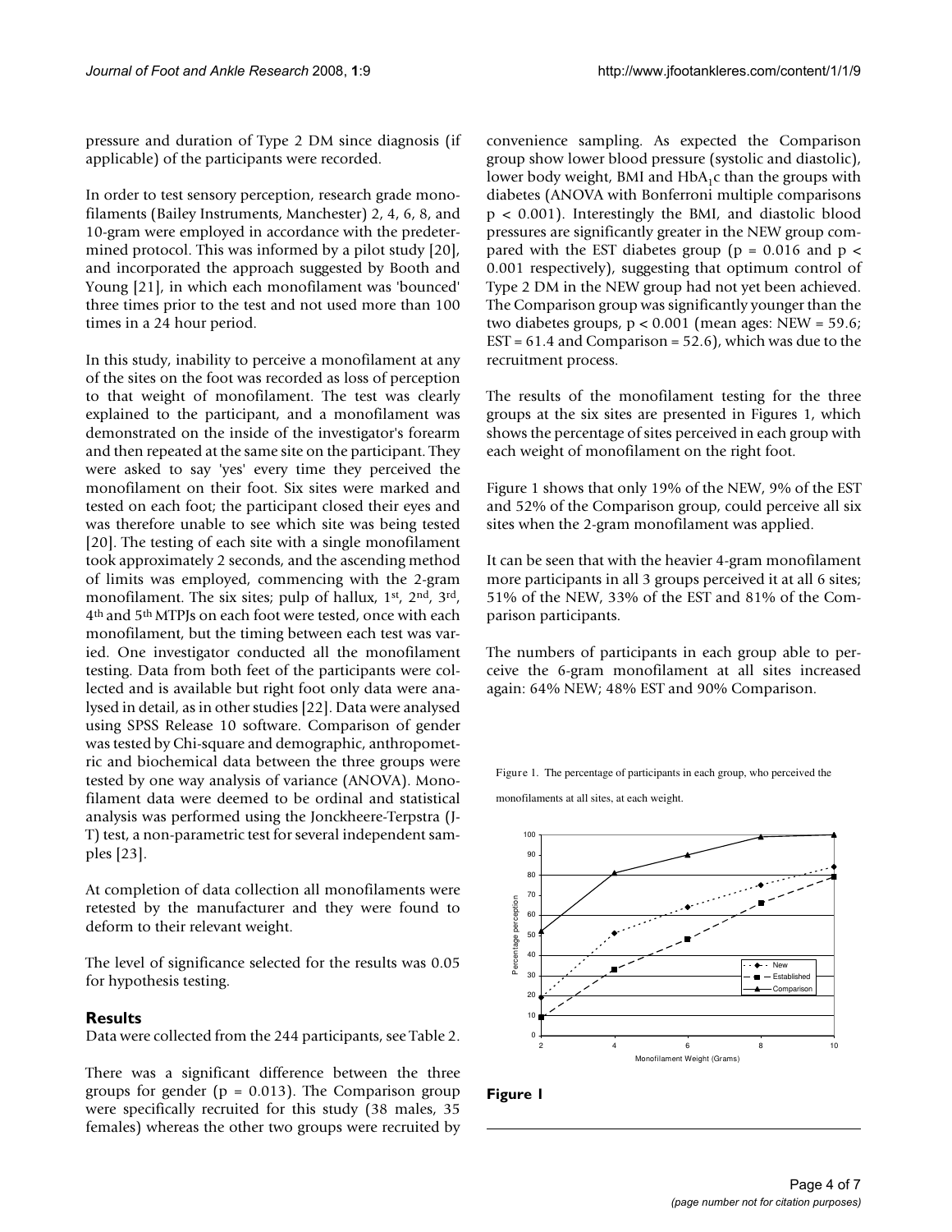pressure and duration of Type 2 DM since diagnosis (if applicable) of the participants were recorded.

In order to test sensory perception, research grade monofilaments (Bailey Instruments, Manchester) 2, 4, 6, 8, and 10-gram were employed in accordance with the predetermined protocol. This was informed by a pilot study [20], and incorporated the approach suggested by Booth and Young [21], in which each monofilament was 'bounced' three times prior to the test and not used more than 100 times in a 24 hour period.

In this study, inability to perceive a monofilament at any of the sites on the foot was recorded as loss of perception to that weight of monofilament. The test was clearly explained to the participant, and a monofilament was demonstrated on the inside of the investigator's forearm and then repeated at the same site on the participant. They were asked to say 'yes' every time they perceived the monofilament on their foot. Six sites were marked and tested on each foot; the participant closed their eyes and was therefore unable to see which site was being tested [20]. The testing of each site with a single monofilament took approximately 2 seconds, and the ascending method of limits was employed, commencing with the 2-gram monofilament. The six sites; pulp of hallux, 1st, 2nd, 3rd, 4th and 5th MTPJs on each foot were tested, once with each monofilament, but the timing between each test was varied. One investigator conducted all the monofilament testing. Data from both feet of the participants were collected and is available but right foot only data were analysed in detail, as in other studies [22]. Data were analysed using SPSS Release 10 software. Comparison of gender was tested by Chi-square and demographic, anthropometric and biochemical data between the three groups were tested by one way analysis of variance (ANOVA). Monofilament data were deemed to be ordinal and statistical analysis was performed using the Jonckheere-Terpstra (J-T) test, a non-parametric test for several independent samples [23].

At completion of data collection all monofilaments were retested by the manufacturer and they were found to deform to their relevant weight.

The level of significance selected for the results was 0.05 for hypothesis testing.

## Results

Data were collected from the 244 participants, see Table 2.

There was a significant difference between the three groups for gender ($p = 0.013$). The Comparison group were specifically recruited for this study (38 males, 35 females) whereas the other two groups were recruited by convenience sampling. As expected the Comparison group show lower blood pressure (systolic and diastolic), lower body weight, BMI and $HbA_1c$ than the groups with diabetes (ANOVA with Bonferroni multiple comparisons $p < 0.001$). Interestingly the BMI, and diastolic blood pressures are significantly greater in the NEW group compared with the EST diabetes group ($p = 0.016$ and $p < 0.001$ respectively), suggesting that optimum control of Type 2 DM in the NEW group had not yet been achieved. The Comparison group was significantly younger than the two diabetes groups, $p < 0.001$ (mean ages: NEW = 59.6; EST = 61.4 and Comparison = 52.6), which was due to the recruitment process.

The results of the monofilament testing for the three groups at the six sites are presented in Figures 1, which shows the percentage of sites perceived in each group with each weight of monofilament on the right foot.

Figure 1 shows that only 19% of the NEW, 9% of the EST and 52% of the Comparison group, could perceive all six sites when the 2-gram monofilament was applied.

It can be seen that with the heavier 4-gram monofilament more participants in all 3 groups perceived it at all 6 sites; 51% of the NEW, 33% of the EST and 81% of the Comparison participants.

The numbers of participants in each group able to perceive the 6-gram monofilament at all sites increased again: 64% NEW; 48% EST and 90% Comparison.

Figure 1. The percentage of participants in each group, who perceived the monofilaments at all sites, at each weight.

**Figure 1**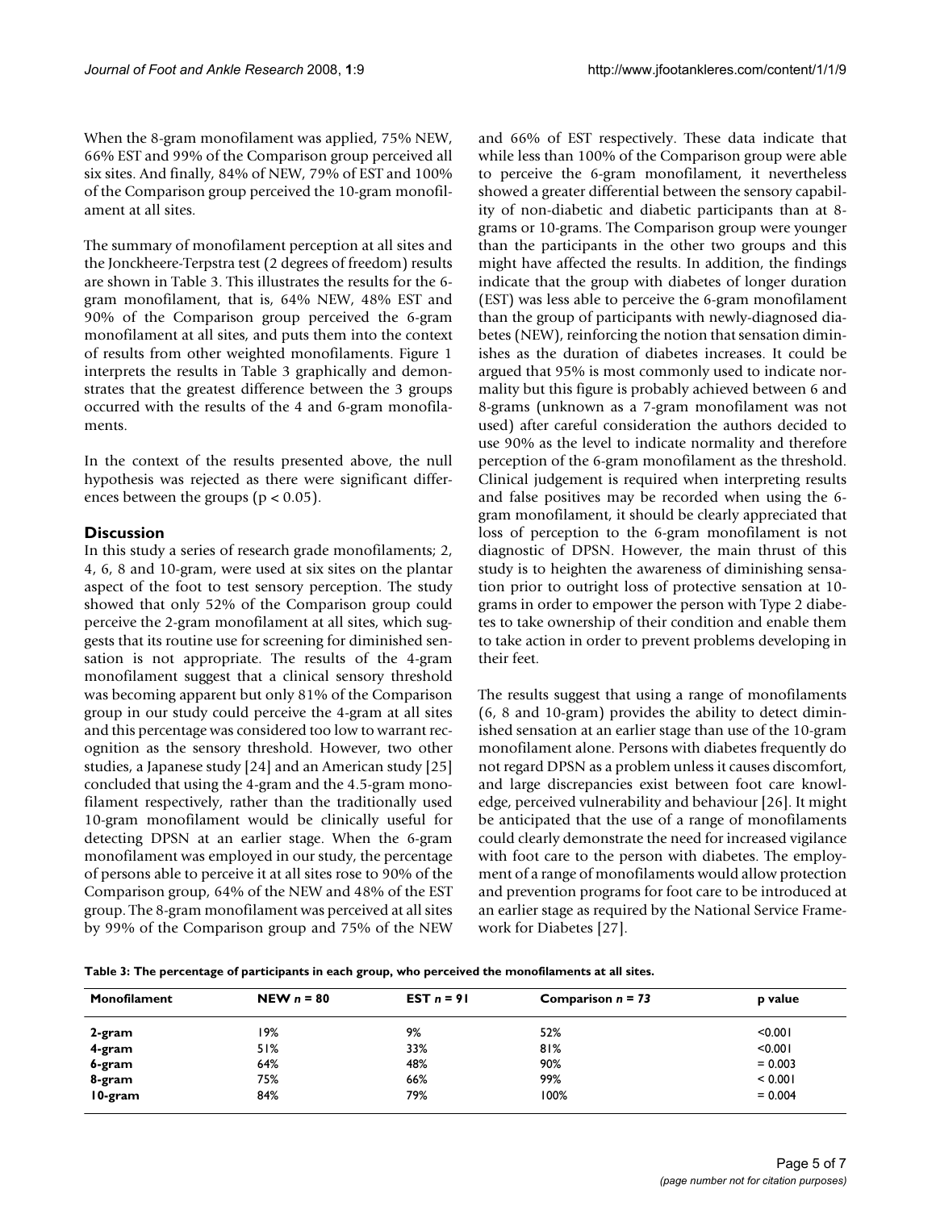When the 8-gram monofilament was applied, 75% NEW, 66% EST and 99% of the Comparison group perceived all six sites. And finally, 84% of NEW, 79% of EST and 100% of the Comparison group perceived the 10-gram monofilament at all sites.

The summary of monofilament perception at all sites and the Jonckheere-Terpstra test (2 degrees of freedom) results are shown in Table 3. This illustrates the results for the 6-gram monofilament, that is, 64% NEW, 48% EST and 90% of the Comparison group perceived the 6-gram monofilament at all sites, and puts them into the context of results from other weighted monofilaments. Figure 1 interprets the results in Table 3 graphically and demonstrates that the greatest difference between the 3 groups occurred with the results of the 4 and 6-gram monofilaments.

In the context of the results presented above, the null hypothesis was rejected as there were significant differences between the groups ($p < 0.05$).

## Discussion

In this study a series of research grade monofilaments; 2, 4, 6, 8 and 10-gram, were used at six sites on the plantar aspect of the foot to test sensory perception. The study showed that only 52% of the Comparison group could perceive the 2-gram monofilament at all sites, which suggests that its routine use for screening for diminished sensation is not appropriate. The results of the 4-gram monofilament suggest that a clinical sensory threshold was becoming apparent but only 81% of the Comparison group in our study could perceive the 4-gram at all sites and this percentage was considered too low to warrant recognition as the sensory threshold. However, two other studies, a Japanese study [24] and an American study [25] concluded that using the 4-gram and the 4.5-gram monofilament respectively, rather than the traditionally used 10-gram monofilament would be clinically useful for detecting DPSN at an earlier stage. When the 6-gram monofilament was employed in our study, the percentage of persons able to perceive it at all sites rose to 90% of the Comparison group, 64% of the NEW and 48% of the EST group. The 8-gram monofilament was perceived at all sites by 99% of the Comparison group and 75% of the NEW and 66% of EST respectively. These data indicate that while less than 100% of the Comparison group were able to perceive the 6-gram monofilament, it nevertheless showed a greater differential between the sensory capability of non-diabetic and diabetic participants than at 8-grams or 10-grams. The Comparison group were younger than the participants in the other two groups and this might have affected the results. In addition, the findings indicate that the group with diabetes of longer duration (EST) was less able to perceive the 6-gram monofilament than the group of participants with newly-diagnosed diabetes (NEW), reinforcing the notion that sensation diminishes as the duration of diabetes increases. It could be argued that 95% is most commonly used to indicate normality but this figure is probably achieved between 6 and 8-grams (unknown as a 7-gram monofilament was not used) after careful consideration the authors decided to use 90% as the level to indicate normality and therefore perception of the 6-gram monofilament as the threshold. Clinical judgement is required when interpreting results and false positives may be recorded when using the 6-gram monofilament, it should be clearly appreciated that loss of perception to the 6-gram monofilament is not diagnostic of DPSN. However, the main thrust of this study is to heighten the awareness of diminishing sensation prior to outright loss of protective sensation at 10-grams in order to empower the person with Type 2 diabetes to take ownership of their condition and enable them to take action in order to prevent problems developing in their feet.

The results suggest that using a range of monofilaments (6, 8 and 10-gram) provides the ability to detect diminished sensation at an earlier stage than use of the 10-gram monofilament alone. Persons with diabetes frequently do not regard DPSN as a problem unless it causes discomfort, and large discrepancies exist between foot care knowledge, perceived vulnerability and behaviour [26]. It might be anticipated that the use of a range of monofilaments could clearly demonstrate the need for increased vigilance with foot care to the person with diabetes. The employment of a range of monofilaments would allow protection and prevention programs for foot care to be introduced at an earlier stage as required by the National Service Framework for Diabetes [27].

**Table 3: The percentage of participants in each group, who perceived the monofilaments at all sites.**

| Monofilament | NEW *n* = 80 | EST *n* = 91 | Comparison *n* = 73 | p value |
|---|---|---|---|---|
| **2-gram** | 19% | 9% | 52% | <0.001 |
| **4-gram** | 51% | 33% | 81% | <0.001 |
| **6-gram** | 64% | 48% | 90% | = 0.003 |
| **8-gram** | 75% | 66% | 99% | < 0.001 |
| **10-gram** | 84% | 79% | 100% | = 0.004 |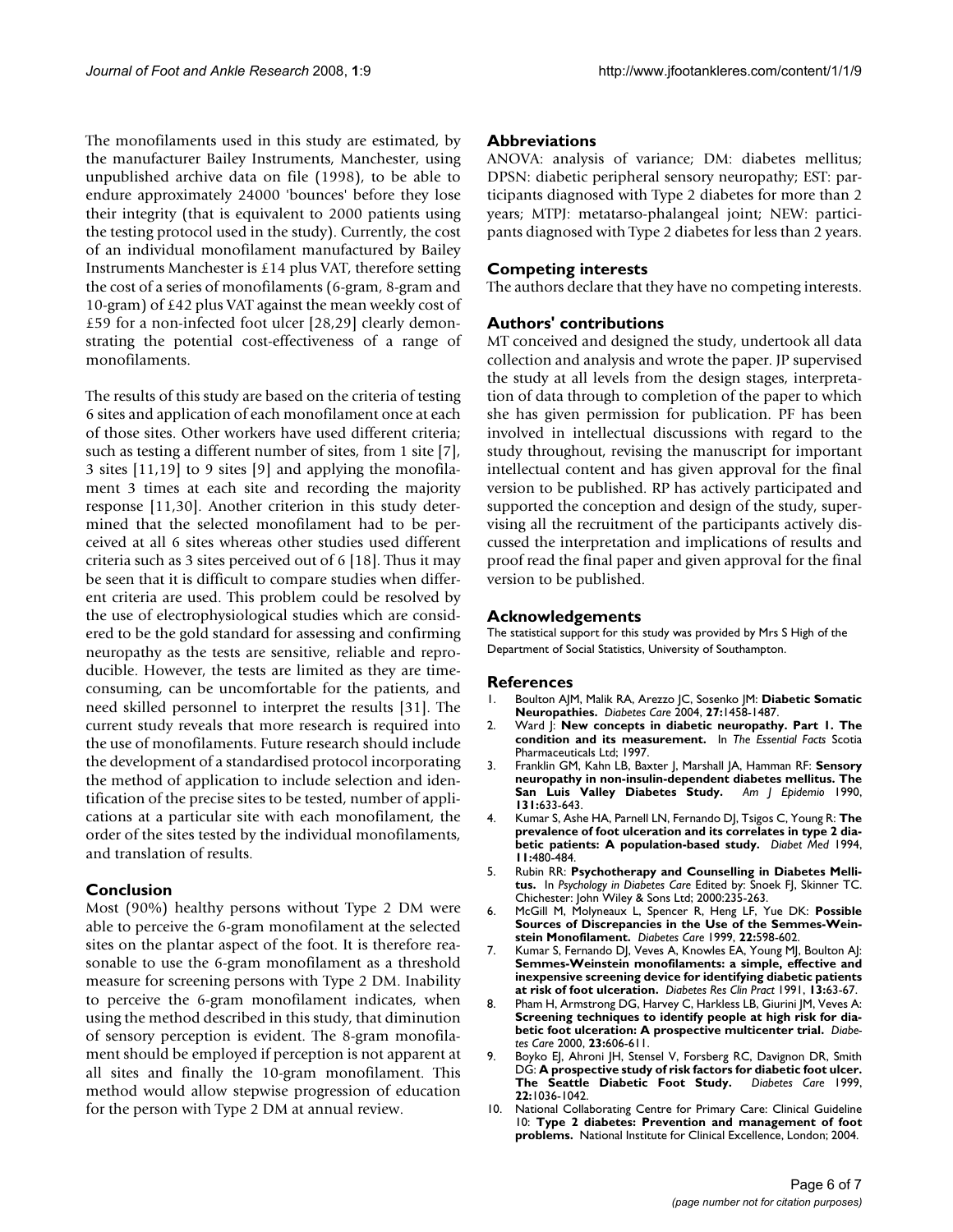The monofilaments used in this study are estimated, by the manufacturer Bailey Instruments, Manchester, using unpublished archive data on file (1998), to be able to endure approximately 24000 'bounces' before they lose their integrity (that is equivalent to 2000 patients using the testing protocol used in the study). Currently, the cost of an individual monofilament manufactured by Bailey Instruments Manchester is £14 plus VAT, therefore setting the cost of a series of monofilaments (6-gram, 8-gram and 10-gram) of £42 plus VAT against the mean weekly cost of £59 for a non-infected foot ulcer [28,29] clearly demonstrating the potential cost-effectiveness of a range of monofilaments.

The results of this study are based on the criteria of testing 6 sites and application of each monofilament once at each of those sites. Other workers have used different criteria; such as testing a different number of sites, from 1 site [7], 3 sites [11,19] to 9 sites [9] and applying the monofilament 3 times at each site and recording the majority response [11,30]. Another criterion in this study determined that the selected monofilament had to be perceived at all 6 sites whereas other studies used different criteria such as 3 sites perceived out of 6 [18]. Thus it may be seen that it is difficult to compare studies when different criteria are used. This problem could be resolved by the use of electrophysiological studies which are considered to be the gold standard for assessing and confirming neuropathy as the tests are sensitive, reliable and reproducible. However, the tests are limited as they are time-consuming, can be uncomfortable for the patients, and need skilled personnel to interpret the results [31]. The current study reveals that more research is required into the use of monofilaments. Future research should include the development of a standardised protocol incorporating the method of application to include selection and identification of the precise sites to be tested, number of applications at a particular site with each monofilament, the order of the sites tested by the individual monofilaments, and translation of results.

## Conclusion

Most (90%) healthy persons without Type 2 DM were able to perceive the 6-gram monofilament at the selected sites on the plantar aspect of the foot. It is therefore reasonable to use the 6-gram monofilament as a threshold measure for screening persons with Type 2 DM. Inability to perceive the 6-gram monofilament indicates, when using the method described in this study, that diminution of sensory perception is evident. The 8-gram monofilament should be employed if perception is not apparent at all sites and finally the 10-gram monofilament. This method would allow stepwise progression of education for the person with Type 2 DM at annual review.

## Abbreviations

ANOVA: analysis of variance; DM: diabetes mellitus; DPSN: diabetic peripheral sensory neuropathy; EST: participants diagnosed with Type 2 diabetes for more than 2 years; MTPJ: metatarso-phalangeal joint; NEW: participants diagnosed with Type 2 diabetes for less than 2 years.

## Competing interests

The authors declare that they have no competing interests.

## Authors' contributions

MT conceived and designed the study, undertook all data collection and analysis and wrote the paper. JP supervised the study at all levels from the design stages, interpretation of data through to completion of the paper to which she has given permission for publication. PF has been involved in intellectual discussions with regard to the study throughout, revising the manuscript for important intellectual content and has given approval for the final version to be published. RP has actively participated and supported the conception and design of the study, supervising all the recruitment of the participants actively discussed the interpretation and implications of results and proof read the final paper and given approval for the final version to be published.

## Acknowledgements

The statistical support for this study was provided by Mrs S High of the Department of Social Statistics, University of Southampton.

## References

1. Boulton AJM, Malik RA, Arezzo JC, Sosenko JM: **Diabetic Somatic Neuropathies.** *Diabetes Care* 2004, **27:**1458-1487.
2. Ward J: **New concepts in diabetic neuropathy. Part 1. The condition and its measurement.** In *The Essential Facts* Scotia Pharmaceuticals Ltd; 1997.
3. Franklin GM, Kahn LB, Baxter J, Marshall JA, Hamman RF: **Sensory neuropathy in non-insulin-dependent diabetes mellitus. The San Luis Valley Diabetes Study.** *Am J Epidemio* 1990, **131:**633-643.
4. Kumar S, Ashe HA, Parnell LN, Fernando DJ, Tsigos C, Young R: **The prevalence of foot ulceration and its correlates in type 2 diabetic patients: A population-based study.** *Diabet Med* 1994, **11:**480-484.
5. Rubin RR: **Psychotherapy and Counselling in Diabetes Mellitus.** In *Psychology in Diabetes Care* Edited by: Snoek FJ, Skinner TC. Chichester: John Wiley & Sons Ltd; 2000:235-263.
6. McGill M, Molyneaux L, Spencer R, Heng LF, Yue DK: **Possible Sources of Discrepancies in the Use of the Semmes-Weinstein Monofilament.** *Diabetes Care* 1999, **22:**598-602.
7. Kumar S, Fernando DJ, Veves A, Knowles EA, Young MJ, Boulton AJ: **Semmes-Weinstein monofilaments: a simple, effective and inexpensive screening device for identifying diabetic patients at risk of foot ulceration.** *Diabetes Res Clin Pract* 1991, **13:**63-67.
8. Pham H, Armstrong DG, Harvey C, Harkless LB, Giurini JM, Veves A: **Screening techniques to identify people at high risk for diabetic foot ulceration: A prospective multicenter trial.** *Diabetes Care* 2000, **23:**606-611.
9. Boyko EJ, Ahroni JH, Stensel V, Forsberg RC, Davignon DR, Smith DG: **A prospective study of risk factors for diabetic foot ulcer. The Seattle Diabetic Foot Study.** *Diabetes Care* 1999, **22:**1036-1042.
10. National Collaborating Centre for Primary Care: Clinical Guideline 10: **Type 2 diabetes: Prevention and management of foot problems.** National Institute for Clinical Excellence, London; 2004.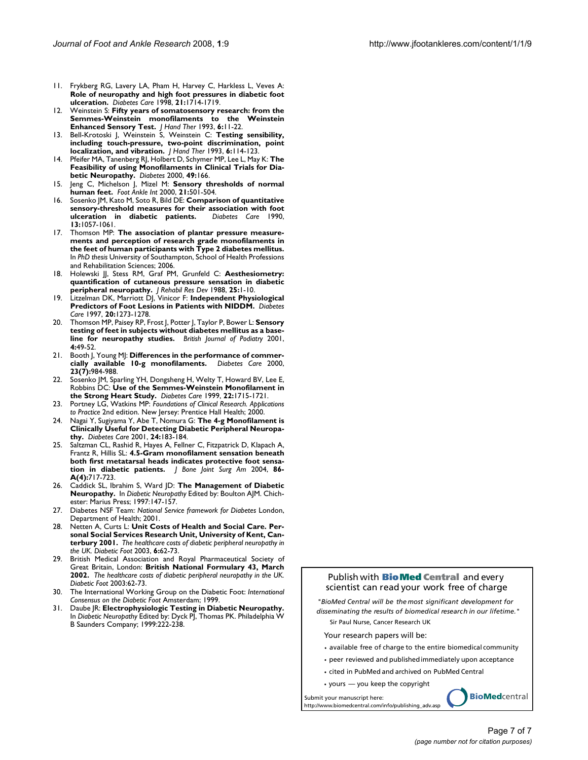11. Frykberg RG, Lavery LA, Pham H, Harvey C, Harkless L, Veves A: **Role of neuropathy and high foot pressures in diabetic foot ulceration.** *Diabetes Care* 1998, **21:**1714-1719.
12. Weinstein S: **Fifty years of somatosensory research: from the Semmes-Weinstein monofilaments to the Weinstein Enhanced Sensory Test.** *J Hand Ther* 1993, **6:**11-22.
13. Bell-Krotoski J, Weinstein S, Weinstein C: **Testing sensibility, including touch-pressure, two-point discrimination, point localization, and vibration.** *J Hand Ther* 1993, **6:**114-123.
14. Pfeifer MA, Tanenberg RJ, Holbert D, Schymer MP, Lee L, May K: **The Feasibility of using Monofilaments in Clinical Trials for Diabetic Neuropathy.** *Diabetes* 2000, **49:**166.
15. Jeng C, Michelson J, Mizel M: **Sensory thresholds of normal human feet.** *Foot Ankle Int* 2000, **21:**501-504.
16. Sosenko JM, Kato M, Soto R, Bild DE: **Comparison of quantitative sensory-threshold measures for their association with foot ulceration in diabetic patients.** *Diabetes Care* 1990, **13:**1057-1061.
17. Thomson MP: **The association of plantar pressure measurements and perception of research grade monofilaments in the feet of human participants with Type 2 diabetes mellitus.** In *PhD thesis* University of Southampton, School of Health Professions and Rehabilitation Sciences; 2006.
18. Holewski JJ, Stess RM, Graf PM, Grunfeld C: **Aesthesiometry: quantification of cutaneous pressure sensation in diabetic peripheral neuropathy.** *J Rehabil Res Dev* 1988, **25:**1-10.
19. Litzelman DK, Marriott DJ, Vinicor F: **Independent Physiological Predictors of Foot Lesions in Patients with NIDDM.** *Diabetes Care* 1997, **20:**1273-1278.
20. Thomson MP, Paisey RP, Frost J, Potter J, Taylor P, Bower L: **Sensory testing of feet in subjects without diabetes mellitus as a baseline for neuropathy studies.** *British Journal of Podiatry* 2001, **4:**49-52.
21. Booth J, Young MJ: **Differences in the performance of commercially available 10-g monofilaments.** *Diabetes Care* 2000, **23(7):**984-988.
22. Sosenko JM, Sparling YH, Dongsheng H, Welty T, Howard BV, Lee E, Robbins DC: **Use of the Semmes-Weinstein Monofilament in the Strong Heart Study.** *Diabetes Care* 1999, **22:**1715-1721.
23. Portney LG, Watkins MP: *Foundations of Clinical Research. Applications to Practice* 2nd edition. New Jersey: Prentice Hall Health; 2000.
24. Nagai Y, Sugiyama Y, Abe T, Nomura G: **The 4-g Monofilament is Clinically Useful for Detecting Diabetic Peripheral Neuropathy.** *Diabetes Care* 2001, **24:**183-184.
25. Saltzman CL, Rashid R, Hayes A, Fellner C, Fitzpatrick D, Klapach A, Frantz R, Hillis SL: **4.5-Gram monofilament sensation beneath both first metatarsal heads indicates protective foot sensation in diabetic patients.** *J Bone Joint Surg Am* 2004, **86-A(4):**717-723.
26. Caddick SL, Ibrahim S, Ward JD: **The Management of Diabetic Neuropathy.** In *Diabetic Neuropathy* Edited by: Boulton AJM. Chichester: Marius Press; 1997:147-157.
27. Diabetes NSF Team: *National Service framework for Diabetes* London, Department of Health; 2001.
28. Netten A, Curts L: **Unit Costs of Health and Social Care. Personal Social Services Research Unit, University of Kent, Canterbury 2001.** *The healthcare costs of diabetic peripheral neuropathy in the UK. Diabetic Foot* 2003, **6:**62-73.
29. British Medical Association and Royal Pharmaceutical Society of Great Britain, London: **British National Formulary 43, March 2002.** *The healthcare costs of diabetic peripheral neuropathy in the UK. Diabetic Foot* 2003:62-73.
30. The International Working Group on the Diabetic Foot: *International Consensus on the Diabetic Foot* Amsterdam; 1999.
31. Daube JR: **Electrophysiologic Testing in Diabetic Neuropathy.** In *Diabetic Neuropathy* Edited by: Dyck PJ, Thomas PK. Philadelphia W B Saunders Company; 1999:222-238.

Publish with **BioMed Central** and every scientist can read your work free of charge

*"BioMed Central will be the most significant development for disseminating the results of biomedical research in our lifetime."*
Sir Paul Nurse, Cancer Research UK

Your research papers will be:

- available free of charge to the entire biomedical community
- peer reviewed and published immediately upon acceptance
- cited in PubMed and archived on PubMed Central
- yours — you keep the copyright

Submit your manuscript here:
http://www.biomedcentral.com/info/publishing_adv.asp

**BioMed**central